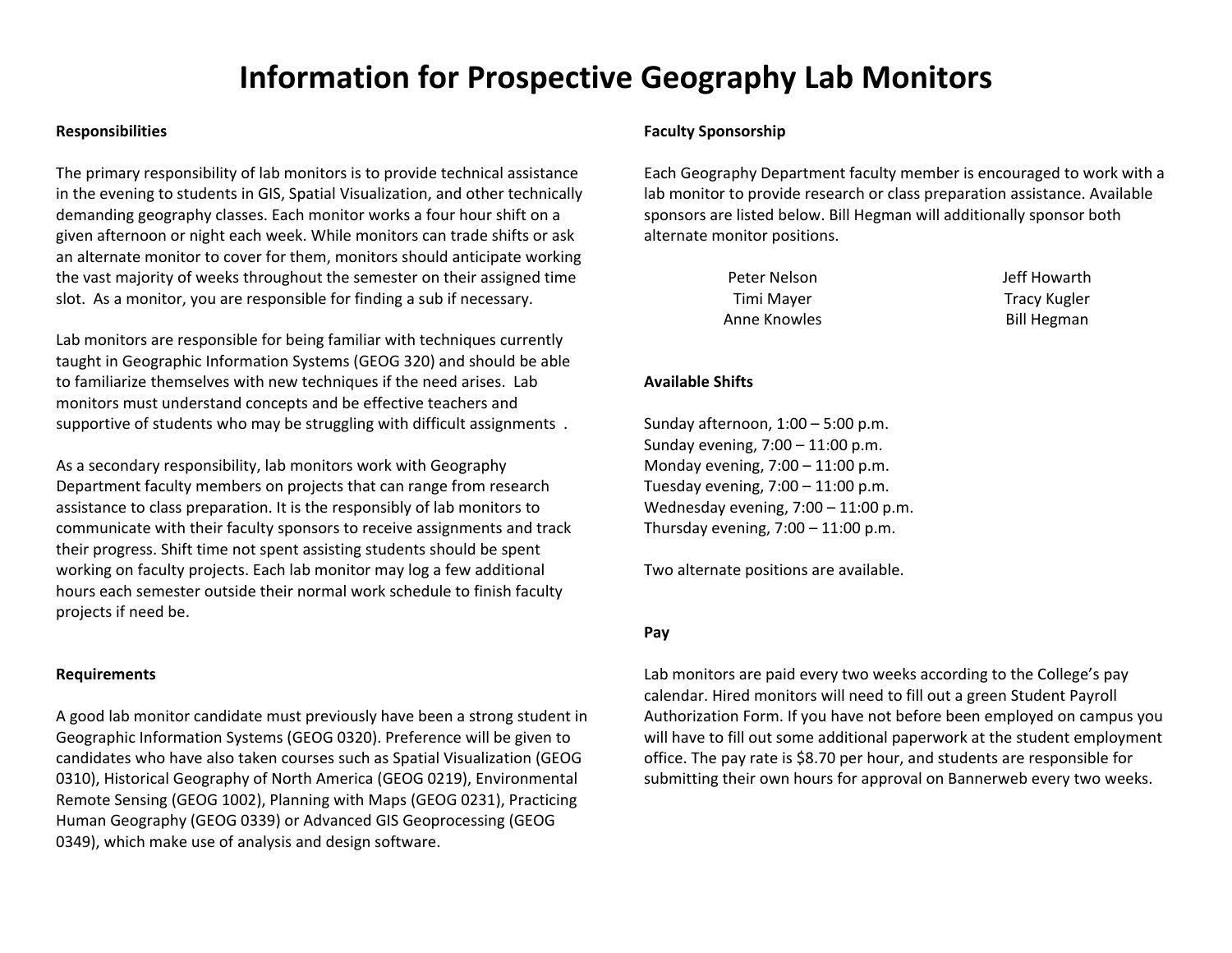# Information for Prospective Geography Lab Monitors

## Responsibilities

The primary responsibility of lab monitors is to provide technical assistance in the evening to students in GIS, Spatial Visualization, and other technically demanding geography classes. Each monitor works a four hour shift on a given afternoon or night each week. While monitors can trade shifts or ask an alternate monitor to cover for them, monitors should anticipate working the vast majority of weeks throughout the semester on their assigned time slot. As a monitor, you are responsible for finding a sub if necessary.

Lab monitors are responsible for being familiar with techniques currently taught in Geographic Information Systems (GEOG 320) and should be able to familiarize themselves with new techniques if the need arises. Lab monitors must understand concepts and be effective teachers and supportive of students who may be struggling with difficult assignments .

As a secondary responsibility, lab monitors work with Geography Department faculty members on projects that can range from research assistance to class preparation. It is the responsibly of lab monitors to communicate with their faculty sponsors to receive assignments and track their progress. Shift time not spent assisting students should be spent working on faculty projects. Each lab monitor may log a few additional hours each semester outside their normal work schedule to finish faculty projects if need be.

## Requirements

A good lab monitor candidate must previously have been a strong student in Geographic Information Systems (GEOG 0320). Preference will be given to candidates who have also taken courses such as Spatial Visualization (GEOG 0310), Historical Geography of North America (GEOG 0219), Environmental Remote Sensing (GEOG 1002), Planning with Maps (GEOG 0231), Practicing Human Geography (GEOG 0339) or Advanced GIS Geoprocessing (GEOG 0349), which make use of analysis and design software.

## Faculty Sponsorship

Each Geography Department faculty member is encouraged to work with a lab monitor to provide research or class preparation assistance. Available sponsors are listed below. Bill Hegman will additionally sponsor both alternate monitor positions.

| | |
|---|---|
| Peter Nelson | Jeff Howarth |
| Timi Mayer | Tracy Kugler |
| Anne Knowles | Bill Hegman |

## Available Shifts

Sunday afternoon, 1:00 – 5:00 p.m.
Sunday evening, 7:00 – 11:00 p.m.
Monday evening, 7:00 – 11:00 p.m.
Tuesday evening, 7:00 – 11:00 p.m.
Wednesday evening, 7:00 – 11:00 p.m.
Thursday evening, 7:00 – 11:00 p.m.

Two alternate positions are available.

## Pay

Lab monitors are paid every two weeks according to the College's pay calendar. Hired monitors will need to fill out a green Student Payroll Authorization Form. If you have not before been employed on campus you will have to fill out some additional paperwork at the student employment office. The pay rate is $8.70 per hour, and students are responsible for submitting their own hours for approval on Bannerweb every two weeks.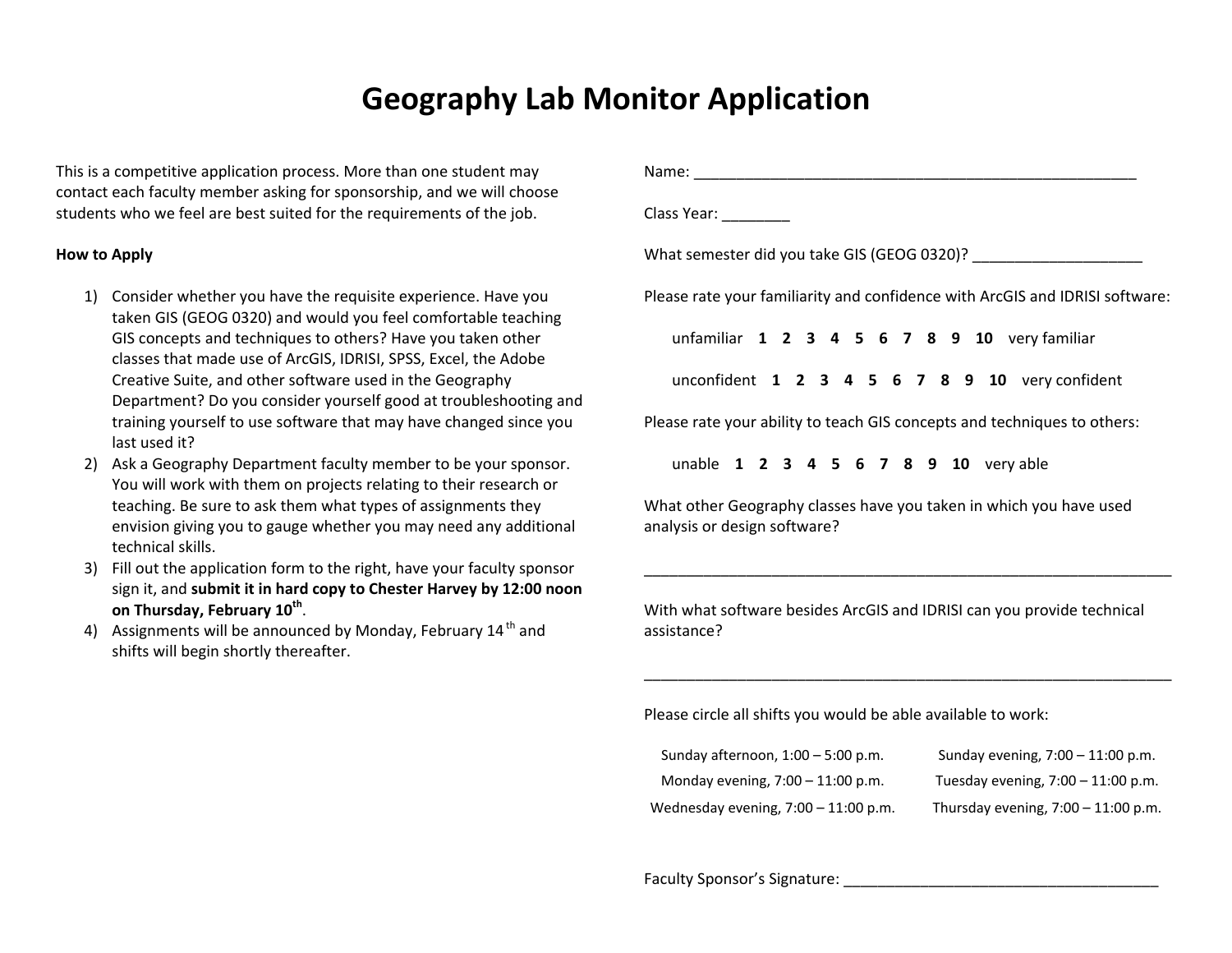# Geography Lab Monitor Application

This is a competitive application process. More than one student may contact each faculty member asking for sponsorship, and we will choose students who we feel are best suited for the requirements of the job.

**How to Apply**

1) Consider whether you have the requisite experience. Have you taken GIS (GEOG 0320) and would you feel comfortable teaching GIS concepts and techniques to others? Have you taken other classes that made use of ArcGIS, IDRISI, SPSS, Excel, the Adobe Creative Suite, and other software used in the Geography Department? Do you consider yourself good at troubleshooting and training yourself to use software that may have changed since you last used it?
2) Ask a Geography Department faculty member to be your sponsor. You will work with them on projects relating to their research or teaching. Be sure to ask them what types of assignments they envision giving you to gauge whether you may need any additional technical skills.
3) Fill out the application form to the right, have your faculty sponsor sign it, and **submit it in hard copy to Chester Harvey by 12:00 noon on Thursday, February 10th**.
4) Assignments will be announced by Monday, February 14th and shifts will begin shortly thereafter.

Name: ______________________________________________________

Class Year: ________

What semester did you take GIS (GEOG 0320)? ____________________

Please rate your familiarity and confidence with ArcGIS and IDRISI software:

unfamiliar **1 2 3 4 5 6 7 8 9 10** very familiar

unconfident **1 2 3 4 5 6 7 8 9 10** very confident

Please rate your ability to teach GIS concepts and techniques to others:

unable **1 2 3 4 5 6 7 8 9 10** very able

What other Geography classes have you taken in which you have used analysis or design software?

_________________________________________________________________

With what software besides ArcGIS and IDRISI can you provide technical assistance?

_________________________________________________________________

Please circle all shifts you would be able available to work:

| | |
|---|---|
| Sunday afternoon, 1:00 – 5:00 p.m. | Sunday evening, 7:00 – 11:00 p.m. |
| Monday evening, 7:00 – 11:00 p.m. | Tuesday evening, 7:00 – 11:00 p.m. |
| Wednesday evening, 7:00 – 11:00 p.m. | Thursday evening, 7:00 – 11:00 p.m. |

Faculty Sponsor's Signature: ______________________________________